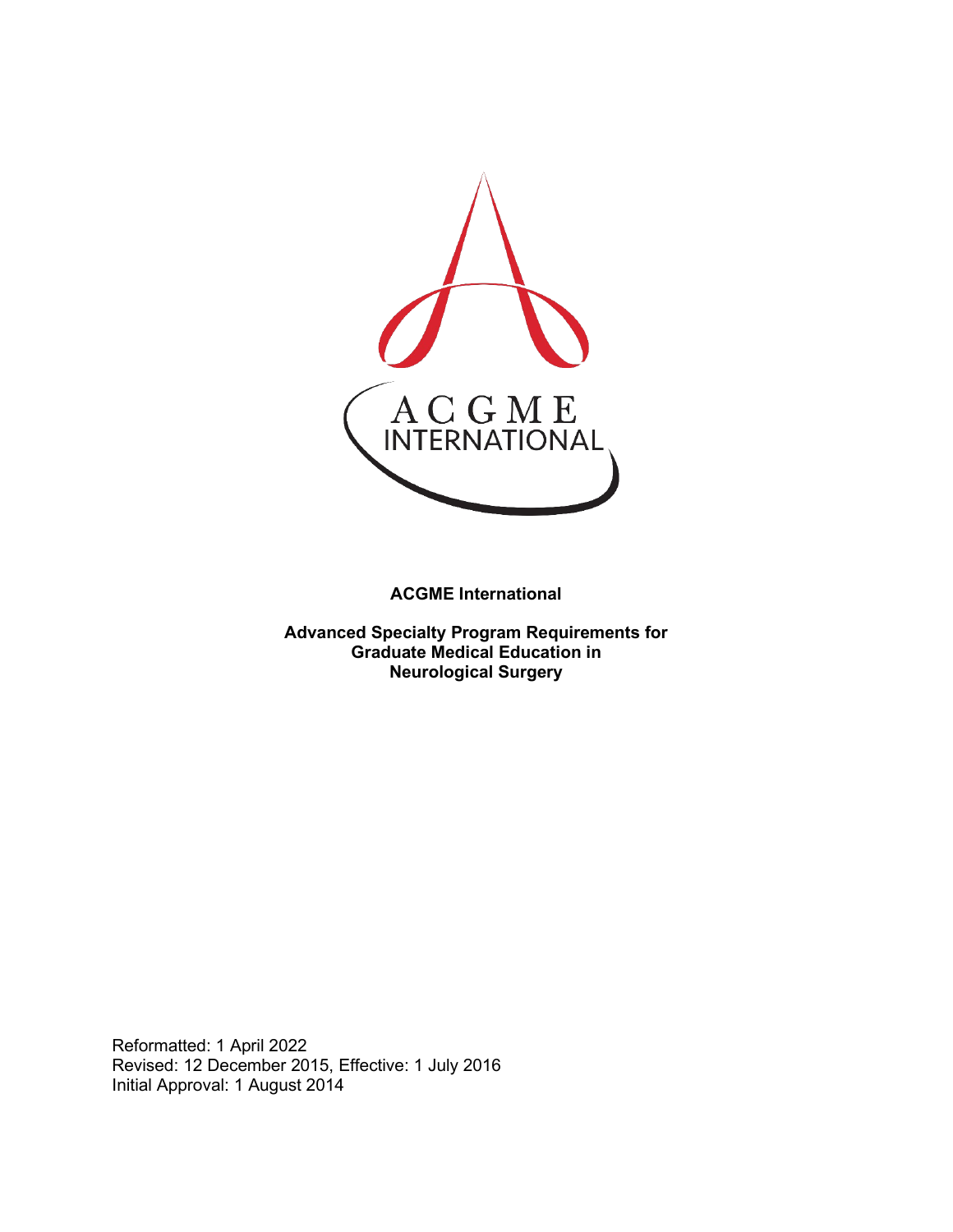**ACGME International**

**Advanced Specialty Program Requirements for Graduate Medical Education in Neurological Surgery**

Reformatted: 1 April 2022
Revised: 12 December 2015, Effective: 1 July 2016
Initial Approval: 1 August 2014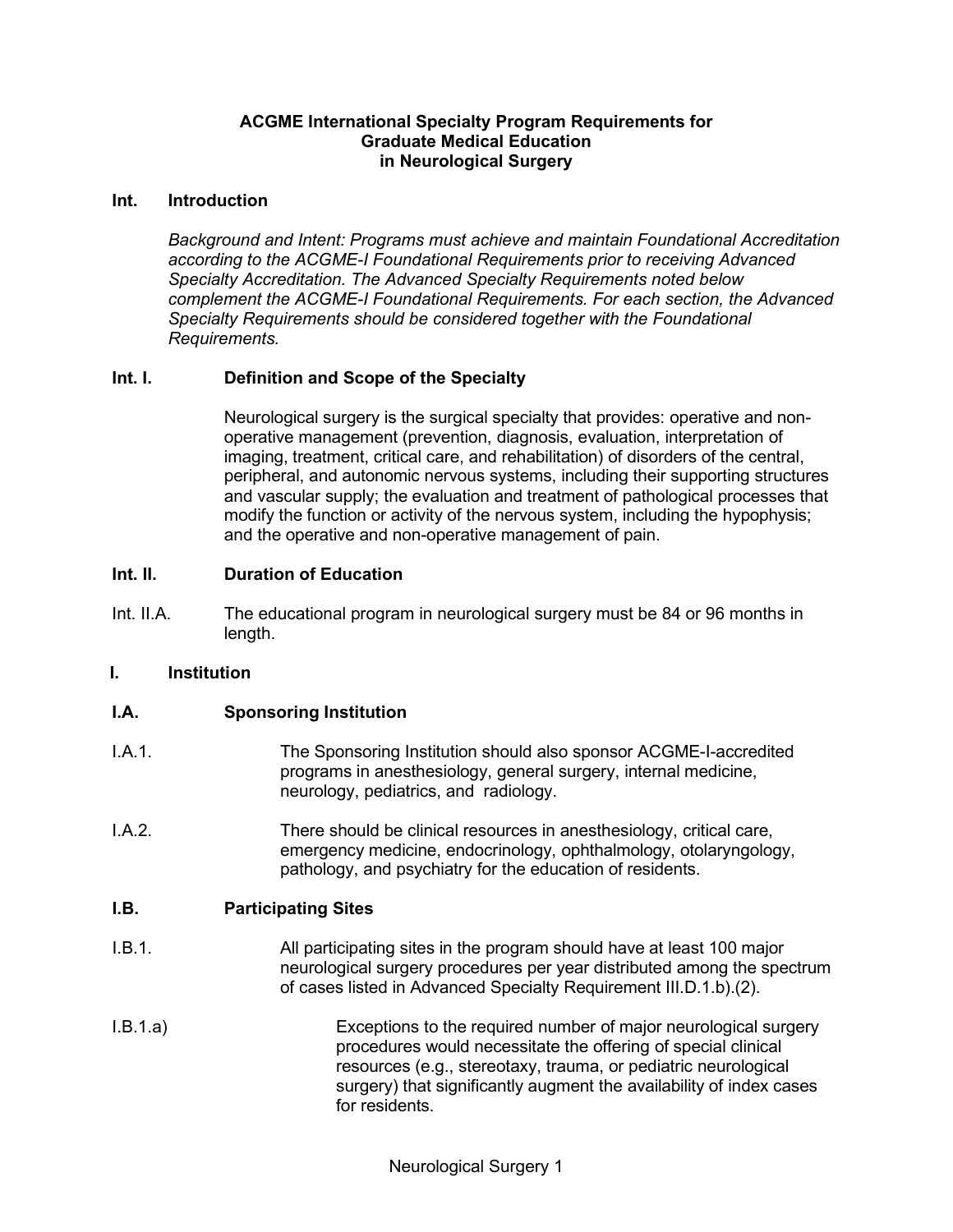# ACGME International Specialty Program Requirements for Graduate Medical Education in Neurological Surgery

## Int. Introduction

*Background and Intent: Programs must achieve and maintain Foundational Accreditation according to the ACGME-I Foundational Requirements prior to receiving Advanced Specialty Accreditation. The Advanced Specialty Requirements noted below complement the ACGME-I Foundational Requirements. For each section, the Advanced Specialty Requirements should be considered together with the Foundational Requirements.*

### Int. I. Definition and Scope of the Specialty

Neurological surgery is the surgical specialty that provides: operative and non-operative management (prevention, diagnosis, evaluation, interpretation of imaging, treatment, critical care, and rehabilitation) of disorders of the central, peripheral, and autonomic nervous systems, including their supporting structures and vascular supply; the evaluation and treatment of pathological processes that modify the function or activity of the nervous system, including the hypophysis; and the operative and non-operative management of pain.

### Int. II. Duration of Education

Int. II.A. The educational program in neurological surgery must be 84 or 96 months in length.

## I. Institution

### I.A. Sponsoring Institution

I.A.1. The Sponsoring Institution should also sponsor ACGME-I-accredited programs in anesthesiology, general surgery, internal medicine, neurology, pediatrics, and radiology.

I.A.2. There should be clinical resources in anesthesiology, critical care, emergency medicine, endocrinology, ophthalmology, otolaryngology, pathology, and psychiatry for the education of residents.

### I.B. Participating Sites

I.B.1. All participating sites in the program should have at least 100 major neurological surgery procedures per year distributed among the spectrum of cases listed in Advanced Specialty Requirement III.D.1.b).(2).

I.B.1.a) Exceptions to the required number of major neurological surgery procedures would necessitate the offering of special clinical resources (e.g., stereotaxy, trauma, or pediatric neurological surgery) that significantly augment the availability of index cases for residents.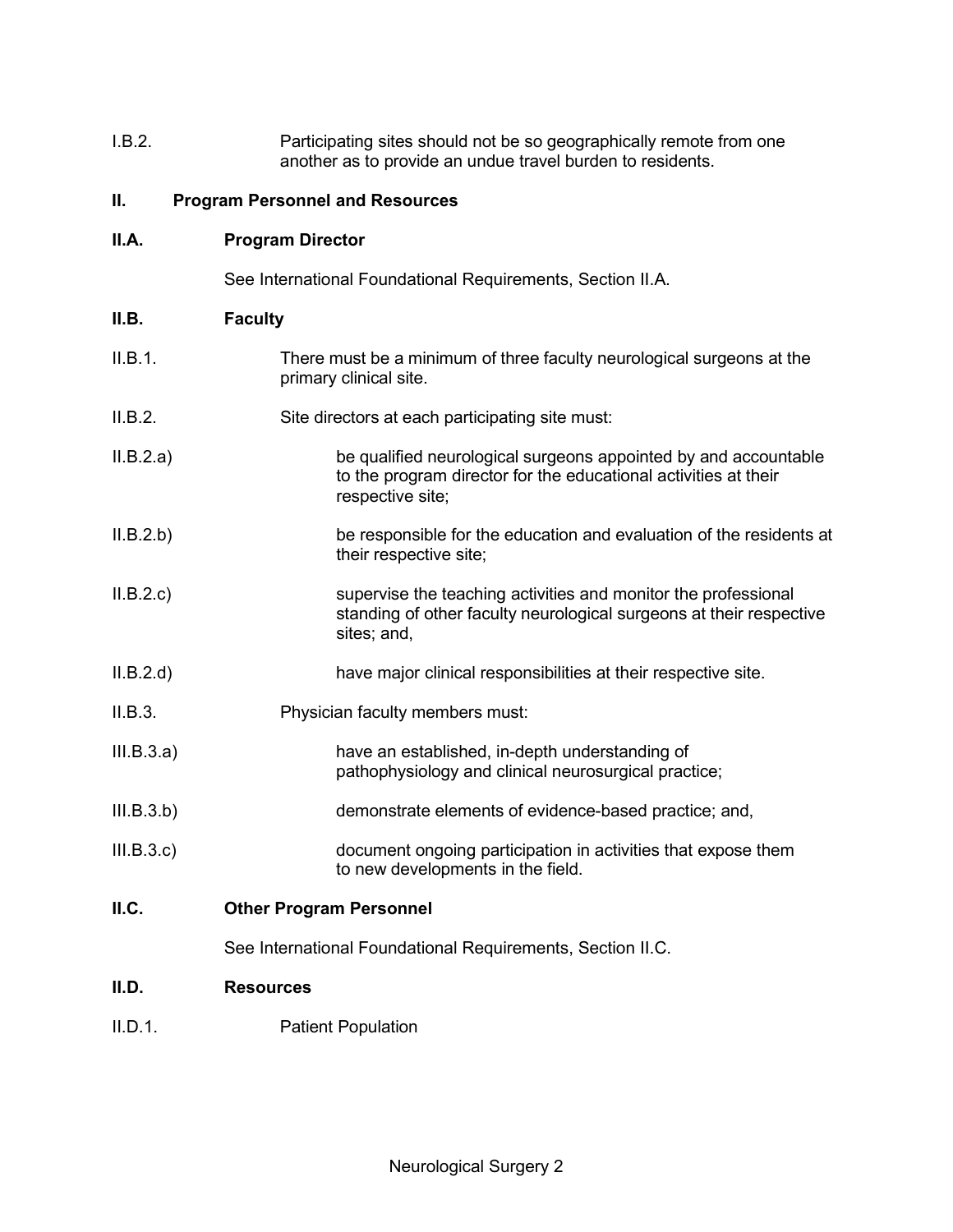I.B.2. Participating sites should not be so geographically remote from one another as to provide an undue travel burden to residents.

## II. Program Personnel and Resources

### II.A. Program Director

See International Foundational Requirements, Section II.A.

### II.B. Faculty

II.B.1. There must be a minimum of three faculty neurological surgeons at the primary clinical site.

II.B.2. Site directors at each participating site must:

II.B.2.a) be qualified neurological surgeons appointed by and accountable to the program director for the educational activities at their respective site;

II.B.2.b) be responsible for the education and evaluation of the residents at their respective site;

II.B.2.c) supervise the teaching activities and monitor the professional standing of other faculty neurological surgeons at their respective sites; and,

II.B.2.d) have major clinical responsibilities at their respective site.

II.B.3. Physician faculty members must:

III.B.3.a) have an established, in-depth understanding of pathophysiology and clinical neurosurgical practice;

III.B.3.b) demonstrate elements of evidence-based practice; and,

III.B.3.c) document ongoing participation in activities that expose them to new developments in the field.

### II.C. Other Program Personnel

See International Foundational Requirements, Section II.C.

### II.D. Resources

II.D.1. Patient Population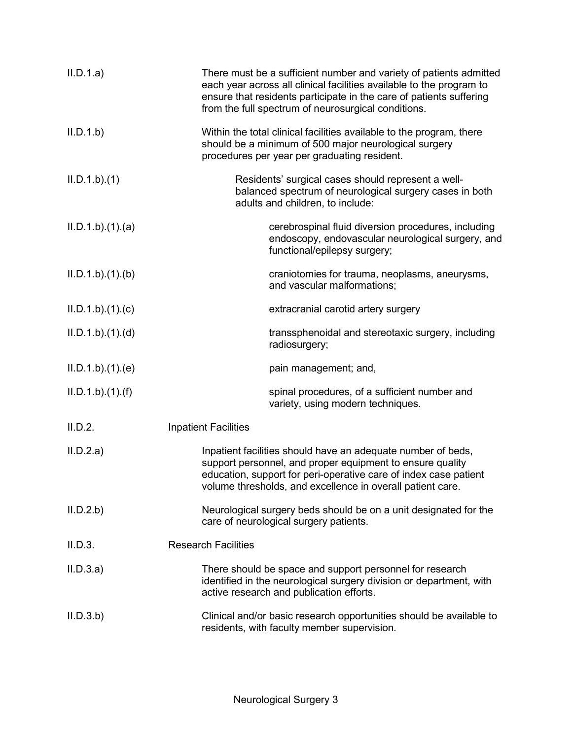II.D.1.a) There must be a sufficient number and variety of patients admitted each year across all clinical facilities available to the program to ensure that residents participate in the care of patients suffering from the full spectrum of neurosurgical conditions.

II.D.1.b) Within the total clinical facilities available to the program, there should be a minimum of 500 major neurological surgery procedures per year per graduating resident.

II.D.1.b).(1) Residents' surgical cases should represent a well-balanced spectrum of neurological surgery cases in both adults and children, to include:

II.D.1.b).(1).(a) cerebrospinal fluid diversion procedures, including endoscopy, endovascular neurological surgery, and functional/epilepsy surgery;

II.D.1.b).(1).(b) craniotomies for trauma, neoplasms, aneurysms, and vascular malformations;

II.D.1.b).(1).(c) extracranial carotid artery surgery

II.D.1.b).(1).(d) transsphenoidal and stereotaxic surgery, including radiosurgery;

II.D.1.b).(1).(e) pain management; and,

II.D.1.b).(1).(f) spinal procedures, of a sufficient number and variety, using modern techniques.

II.D.2. Inpatient Facilities

II.D.2.a) Inpatient facilities should have an adequate number of beds, support personnel, and proper equipment to ensure quality education, support for peri-operative care of index case patient volume thresholds, and excellence in overall patient care.

II.D.2.b) Neurological surgery beds should be on a unit designated for the care of neurological surgery patients.

II.D.3. Research Facilities

II.D.3.a) There should be space and support personnel for research identified in the neurological surgery division or department, with active research and publication efforts.

II.D.3.b) Clinical and/or basic research opportunities should be available to residents, with faculty member supervision.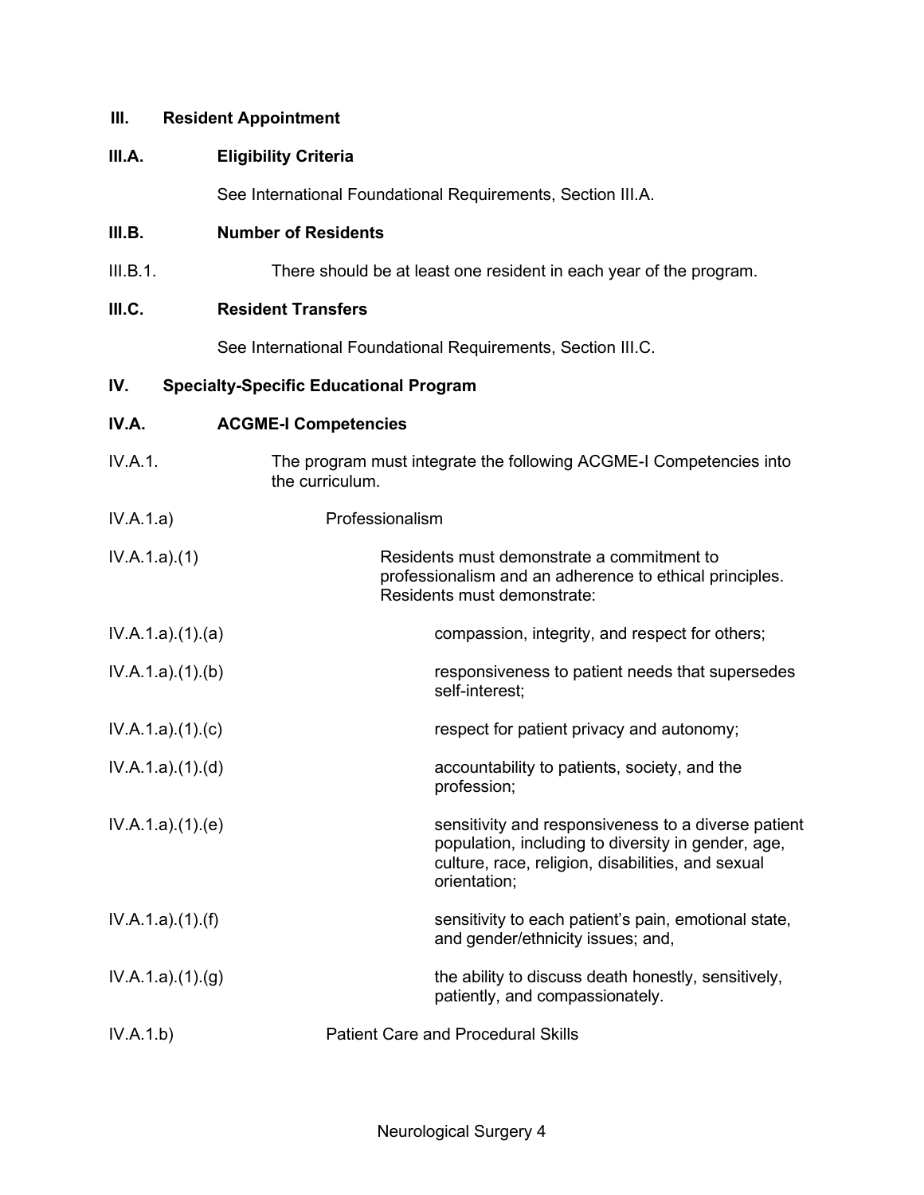## III. Resident Appointment

### III.A. Eligibility Criteria

See International Foundational Requirements, Section III.A.

### III.B. Number of Residents

III.B.1. There should be at least one resident in each year of the program.

### III.C. Resident Transfers

See International Foundational Requirements, Section III.C.

## IV. Specialty-Specific Educational Program

### IV.A. ACGME-I Competencies

IV.A.1. The program must integrate the following ACGME-I Competencies into the curriculum.

IV.A.1.a) Professionalism

IV.A.1.a).(1) Residents must demonstrate a commitment to professionalism and an adherence to ethical principles. Residents must demonstrate:

IV.A.1.a).(1).(a) compassion, integrity, and respect for others;

IV.A.1.a).(1).(b) responsiveness to patient needs that supersedes self-interest;

IV.A.1.a).(1).(c) respect for patient privacy and autonomy;

IV.A.1.a).(1).(d) accountability to patients, society, and the profession;

IV.A.1.a).(1).(e) sensitivity and responsiveness to a diverse patient population, including to diversity in gender, age, culture, race, religion, disabilities, and sexual orientation;

IV.A.1.a).(1).(f) sensitivity to each patient's pain, emotional state, and gender/ethnicity issues; and,

IV.A.1.a).(1).(g) the ability to discuss death honestly, sensitively, patiently, and compassionately.

IV.A.1.b) Patient Care and Procedural Skills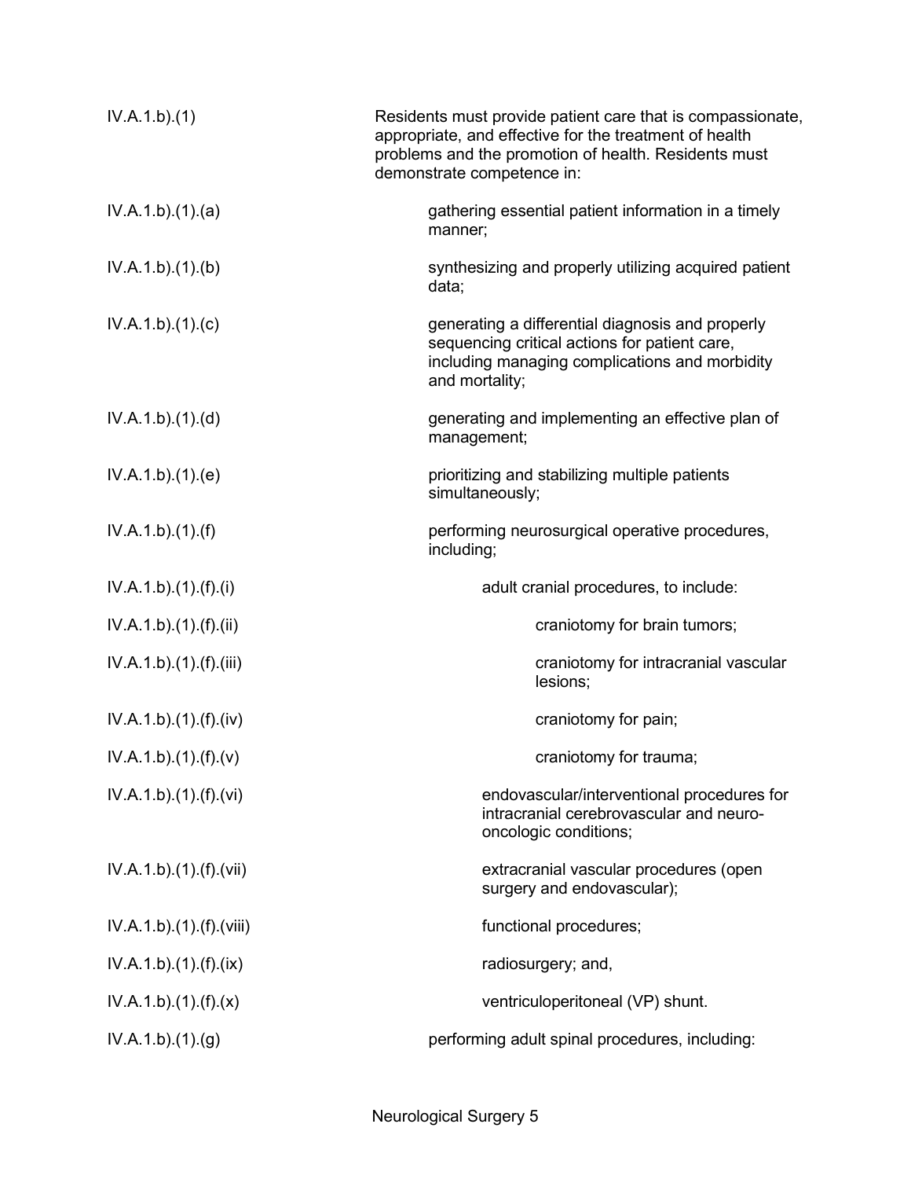| | |
|---|---|
| IV.A.1.b).(1) | Residents must provide patient care that is compassionate, appropriate, and effective for the treatment of health problems and the promotion of health. Residents must demonstrate competence in: |
| IV.A.1.b).(1).(a) | gathering essential patient information in a timely manner; |
| IV.A.1.b).(1).(b) | synthesizing and properly utilizing acquired patient data; |
| IV.A.1.b).(1).(c) | generating a differential diagnosis and properly sequencing critical actions for patient care, including managing complications and morbidity and mortality; |
| IV.A.1.b).(1).(d) | generating and implementing an effective plan of management; |
| IV.A.1.b).(1).(e) | prioritizing and stabilizing multiple patients simultaneously; |
| IV.A.1.b).(1).(f) | performing neurosurgical operative procedures, including; |
| IV.A.1.b).(1).(f).(i) | adult cranial procedures, to include: |
| IV.A.1.b).(1).(f).(ii) | craniotomy for brain tumors; |
| IV.A.1.b).(1).(f).(iii) | craniotomy for intracranial vascular lesions; |
| IV.A.1.b).(1).(f).(iv) | craniotomy for pain; |
| IV.A.1.b).(1).(f).(v) | craniotomy for trauma; |
| IV.A.1.b).(1).(f).(vi) | endovascular/interventional procedures for intracranial cerebrovascular and neuro-oncologic conditions; |
| IV.A.1.b).(1).(f).(vii) | extracranial vascular procedures (open surgery and endovascular); |
| IV.A.1.b).(1).(f).(viii) | functional procedures; |
| IV.A.1.b).(1).(f).(ix) | radiosurgery; and, |
| IV.A.1.b).(1).(f).(x) | ventriculoperitoneal (VP) shunt. |
| IV.A.1.b).(1).(g) | performing adult spinal procedures, including: |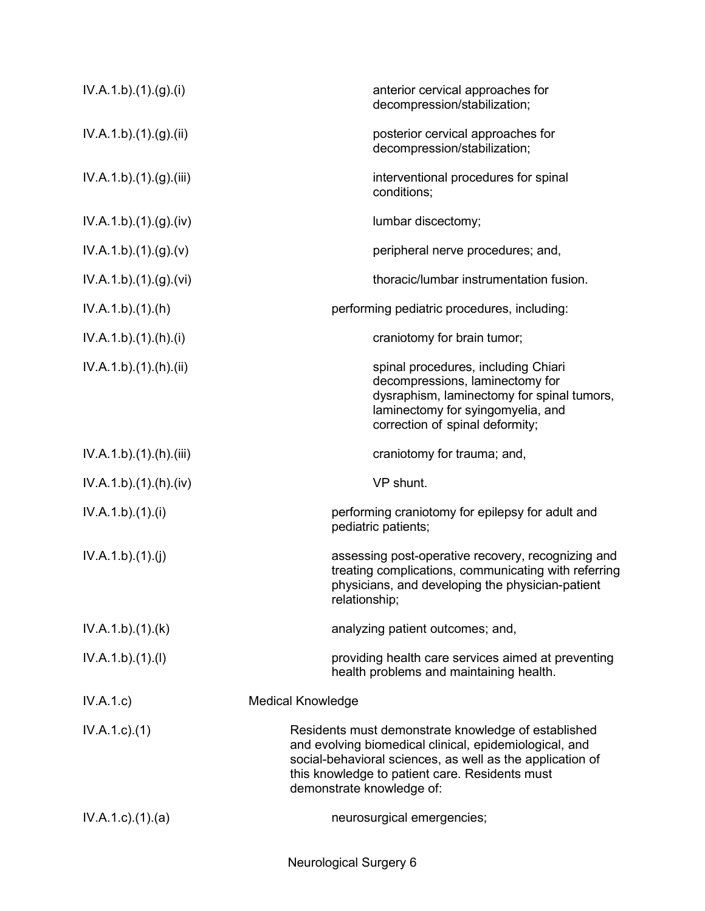| | |
|---|---|
| IV.A.1.b).(1).(g).(i) | anterior cervical approaches for decompression/stabilization; |
| IV.A.1.b).(1).(g).(ii) | posterior cervical approaches for decompression/stabilization; |
| IV.A.1.b).(1).(g).(iii) | interventional procedures for spinal conditions; |
| IV.A.1.b).(1).(g).(iv) | lumbar discectomy; |
| IV.A.1.b).(1).(g).(v) | peripheral nerve procedures; and, |
| IV.A.1.b).(1).(g).(vi) | thoracic/lumbar instrumentation fusion. |
| IV.A.1.b).(1).(h) | performing pediatric procedures, including: |
| IV.A.1.b).(1).(h).(i) | craniotomy for brain tumor; |
| IV.A.1.b).(1).(h).(ii) | spinal procedures, including Chiari decompressions, laminectomy for dysraphism, laminectomy for spinal tumors, laminectomy for syringomyelia, and correction of spinal deformity; |
| IV.A.1.b).(1).(h).(iii) | craniotomy for trauma; and, |
| IV.A.1.b).(1).(h).(iv) | VP shunt. |
| IV.A.1.b).(1).(i) | performing craniotomy for epilepsy for adult and pediatric patients; |
| IV.A.1.b).(1).(j) | assessing post-operative recovery, recognizing and treating complications, communicating with referring physicians, and developing the physician-patient relationship; |
| IV.A.1.b).(1).(k) | analyzing patient outcomes; and, |
| IV.A.1.b).(1).(l) | providing health care services aimed at preventing health problems and maintaining health. |
| IV.A.1.c) | Medical Knowledge |
| IV.A.1.c).(1) | Residents must demonstrate knowledge of established and evolving biomedical clinical, epidemiological, and social-behavioral sciences, as well as the application of this knowledge to patient care. Residents must demonstrate knowledge of: |
| IV.A.1.c).(1).(a) | neurosurgical emergencies; |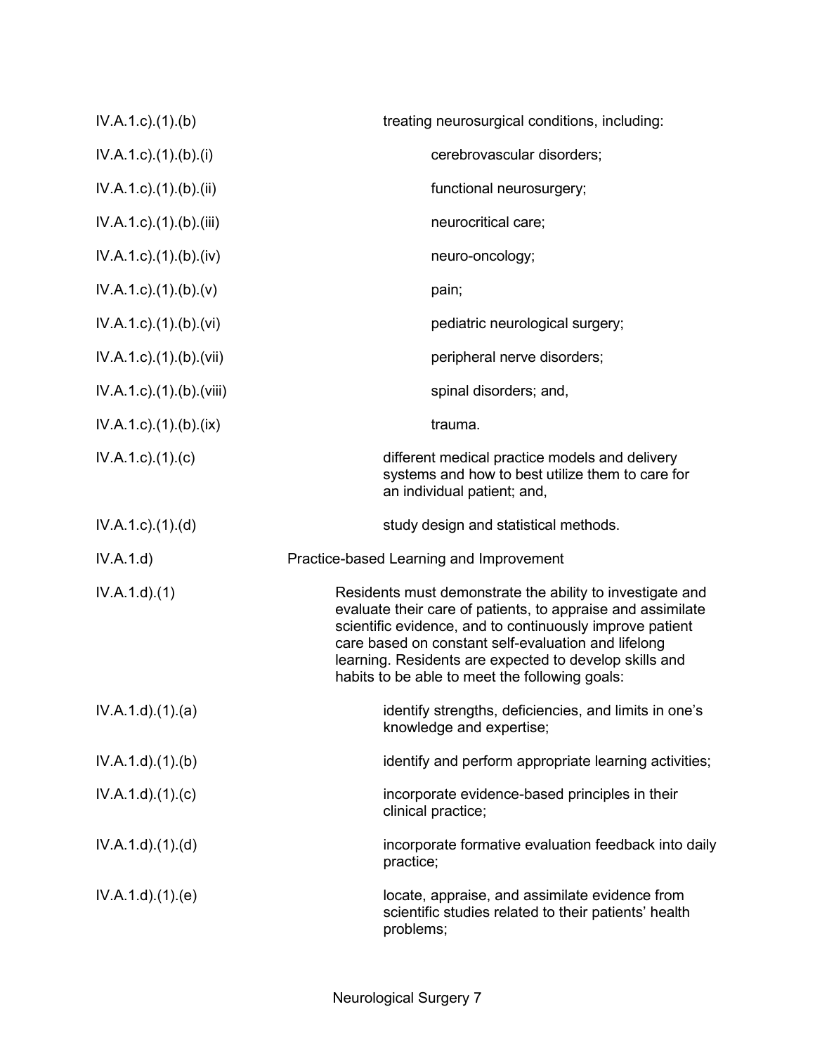| | |
|---|---|
| IV.A.1.c).(1).(b) | treating neurosurgical conditions, including: |
| IV.A.1.c).(1).(b).(i) | cerebrovascular disorders; |
| IV.A.1.c).(1).(b).(ii) | functional neurosurgery; |
| IV.A.1.c).(1).(b).(iii) | neurocritical care; |
| IV.A.1.c).(1).(b).(iv) | neuro-oncology; |
| IV.A.1.c).(1).(b).(v) | pain; |
| IV.A.1.c).(1).(b).(vi) | pediatric neurological surgery; |
| IV.A.1.c).(1).(b).(vii) | peripheral nerve disorders; |
| IV.A.1.c).(1).(b).(viii) | spinal disorders; and, |
| IV.A.1.c).(1).(b).(ix) | trauma. |
| IV.A.1.c).(1).(c) | different medical practice models and delivery systems and how to best utilize them to care for an individual patient; and, |
| IV.A.1.c).(1).(d) | study design and statistical methods. |
| IV.A.1.d) | Practice-based Learning and Improvement |
| IV.A.1.d).(1) | Residents must demonstrate the ability to investigate and evaluate their care of patients, to appraise and assimilate scientific evidence, and to continuously improve patient care based on constant self-evaluation and lifelong learning. Residents are expected to develop skills and habits to be able to meet the following goals: |
| IV.A.1.d).(1).(a) | identify strengths, deficiencies, and limits in one's knowledge and expertise; |
| IV.A.1.d).(1).(b) | identify and perform appropriate learning activities; |
| IV.A.1.d).(1).(c) | incorporate evidence-based principles in their clinical practice; |
| IV.A.1.d).(1).(d) | incorporate formative evaluation feedback into daily practice; |
| IV.A.1.d).(1).(e) | locate, appraise, and assimilate evidence from scientific studies related to their patients' health problems; |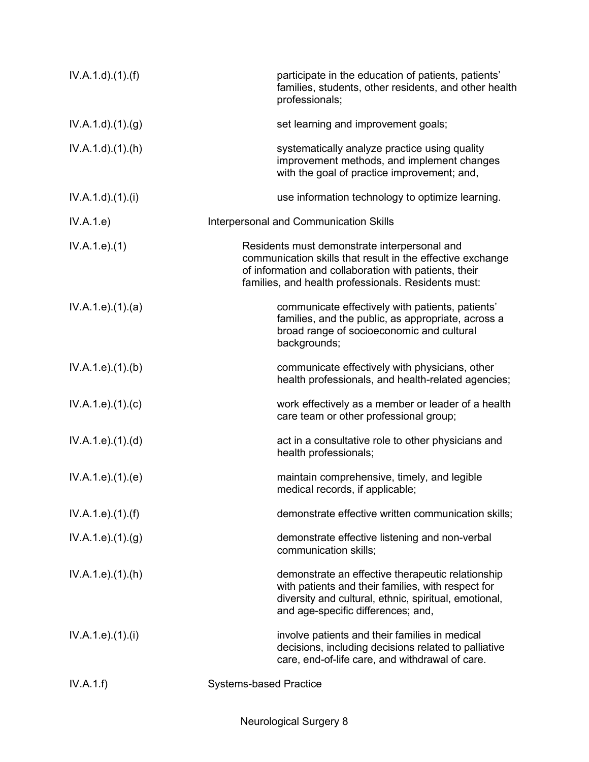| | |
|---|---|
| IV.A.1.d).(1).(f) | participate in the education of patients, patients' families, students, other residents, and other health professionals; |
| IV.A.1.d).(1).(g) | set learning and improvement goals; |
| IV.A.1.d).(1).(h) | systematically analyze practice using quality improvement methods, and implement changes with the goal of practice improvement; and, |
| IV.A.1.d).(1).(i) | use information technology to optimize learning. |
| IV.A.1.e) | Interpersonal and Communication Skills |
| IV.A.1.e).(1) | Residents must demonstrate interpersonal and communication skills that result in the effective exchange of information and collaboration with patients, their families, and health professionals. Residents must: |
| IV.A.1.e).(1).(a) | communicate effectively with patients, patients' families, and the public, as appropriate, across a broad range of socioeconomic and cultural backgrounds; |
| IV.A.1.e).(1).(b) | communicate effectively with physicians, other health professionals, and health-related agencies; |
| IV.A.1.e).(1).(c) | work effectively as a member or leader of a health care team or other professional group; |
| IV.A.1.e).(1).(d) | act in a consultative role to other physicians and health professionals; |
| IV.A.1.e).(1).(e) | maintain comprehensive, timely, and legible medical records, if applicable; |
| IV.A.1.e).(1).(f) | demonstrate effective written communication skills; |
| IV.A.1.e).(1).(g) | demonstrate effective listening and non-verbal communication skills; |
| IV.A.1.e).(1).(h) | demonstrate an effective therapeutic relationship with patients and their families, with respect for diversity and cultural, ethnic, spiritual, emotional, and age-specific differences; and, |
| IV.A.1.e).(1).(i) | involve patients and their families in medical decisions, including decisions related to palliative care, end-of-life care, and withdrawal of care. |
| IV.A.1.f) | Systems-based Practice |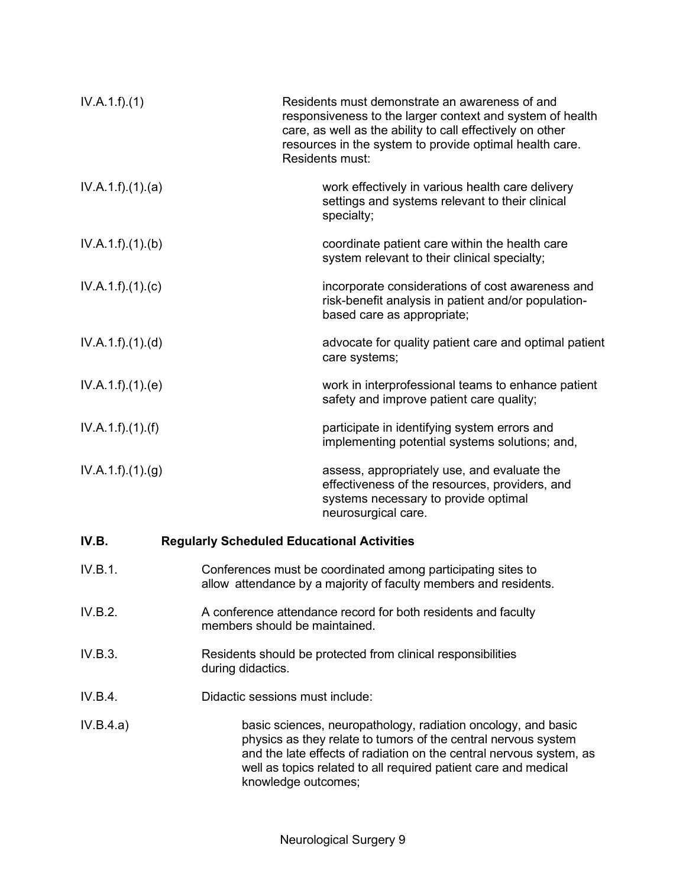IV.A.1.f).(1) Residents must demonstrate an awareness of and responsiveness to the larger context and system of health care, as well as the ability to call effectively on other resources in the system to provide optimal health care. Residents must:

IV.A.1.f).(1).(a) work effectively in various health care delivery settings and systems relevant to their clinical specialty;

IV.A.1.f).(1).(b) coordinate patient care within the health care system relevant to their clinical specialty;

IV.A.1.f).(1).(c) incorporate considerations of cost awareness and risk-benefit analysis in patient and/or population-based care as appropriate;

IV.A.1.f).(1).(d) advocate for quality patient care and optimal patient care systems;

IV.A.1.f).(1).(e) work in interprofessional teams to enhance patient safety and improve patient care quality;

IV.A.1.f).(1).(f) participate in identifying system errors and implementing potential systems solutions; and,

IV.A.1.f).(1).(g) assess, appropriately use, and evaluate the effectiveness of the resources, providers, and systems necessary to provide optimal neurosurgical care.

**IV.B. Regularly Scheduled Educational Activities**

IV.B.1. Conferences must be coordinated among participating sites to allow attendance by a majority of faculty members and residents.

IV.B.2. A conference attendance record for both residents and faculty members should be maintained.

IV.B.3. Residents should be protected from clinical responsibilities during didactics.

IV.B.4. Didactic sessions must include:

IV.B.4.a) basic sciences, neuropathology, radiation oncology, and basic physics as they relate to tumors of the central nervous system and the late effects of radiation on the central nervous system, as well as topics related to all required patient care and medical knowledge outcomes;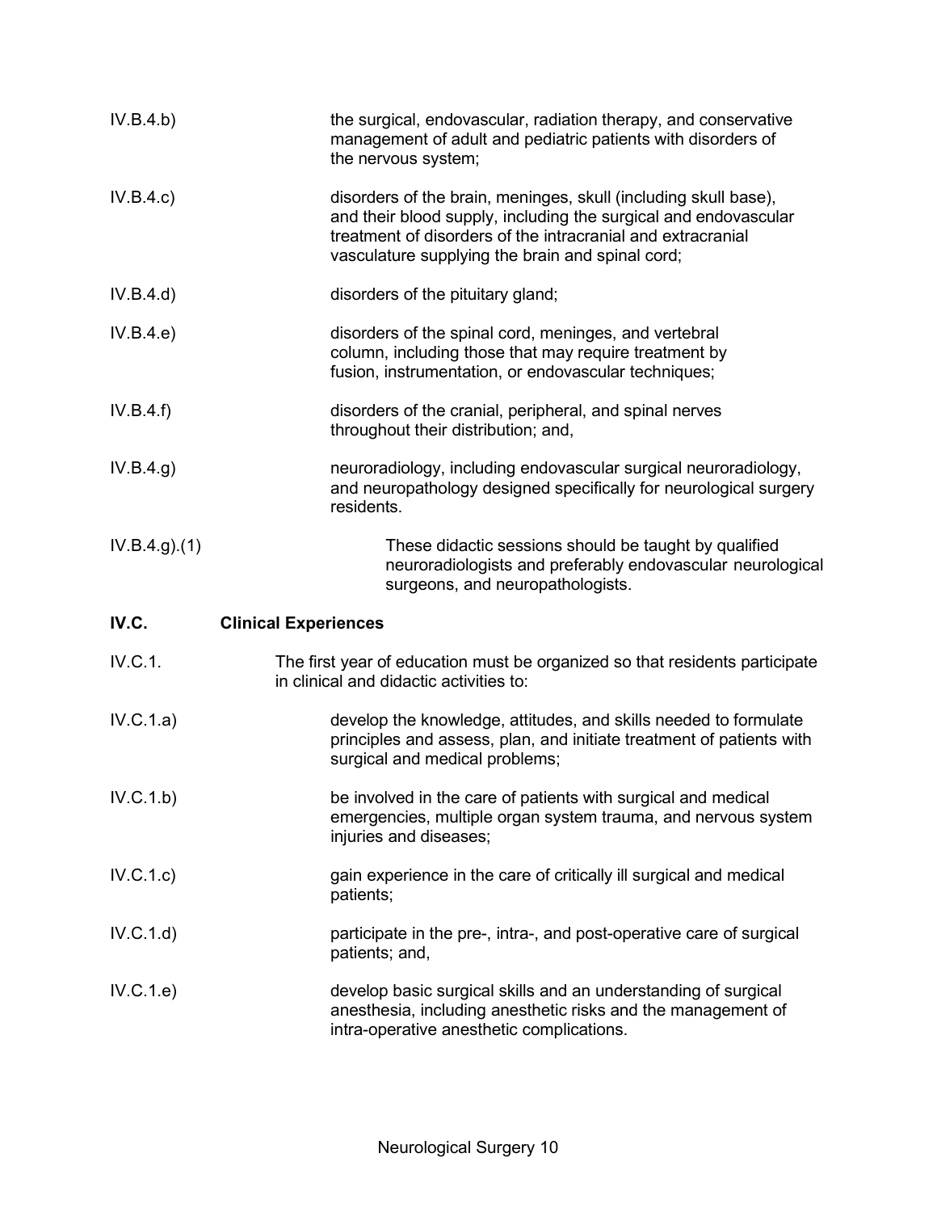IV.B.4.b) the surgical, endovascular, radiation therapy, and conservative management of adult and pediatric patients with disorders of the nervous system;

IV.B.4.c) disorders of the brain, meninges, skull (including skull base), and their blood supply, including the surgical and endovascular treatment of disorders of the intracranial and extracranial vasculature supplying the brain and spinal cord;

IV.B.4.d) disorders of the pituitary gland;

IV.B.4.e) disorders of the spinal cord, meninges, and vertebral column, including those that may require treatment by fusion, instrumentation, or endovascular techniques;

IV.B.4.f) disorders of the cranial, peripheral, and spinal nerves throughout their distribution; and,

IV.B.4.g) neuroradiology, including endovascular surgical neuroradiology, and neuropathology designed specifically for neurological surgery residents.

IV.B.4.g).(1) These didactic sessions should be taught by qualified neuroradiologists and preferably endovascular neurological surgeons, and neuropathologists.

## IV.C. Clinical Experiences

IV.C.1. The first year of education must be organized so that residents participate in clinical and didactic activities to:

IV.C.1.a) develop the knowledge, attitudes, and skills needed to formulate principles and assess, plan, and initiate treatment of patients with surgical and medical problems;

IV.C.1.b) be involved in the care of patients with surgical and medical emergencies, multiple organ system trauma, and nervous system injuries and diseases;

IV.C.1.c) gain experience in the care of critically ill surgical and medical patients;

IV.C.1.d) participate in the pre-, intra-, and post-operative care of surgical patients; and,

IV.C.1.e) develop basic surgical skills and an understanding of surgical anesthesia, including anesthetic risks and the management of intra-operative anesthetic complications.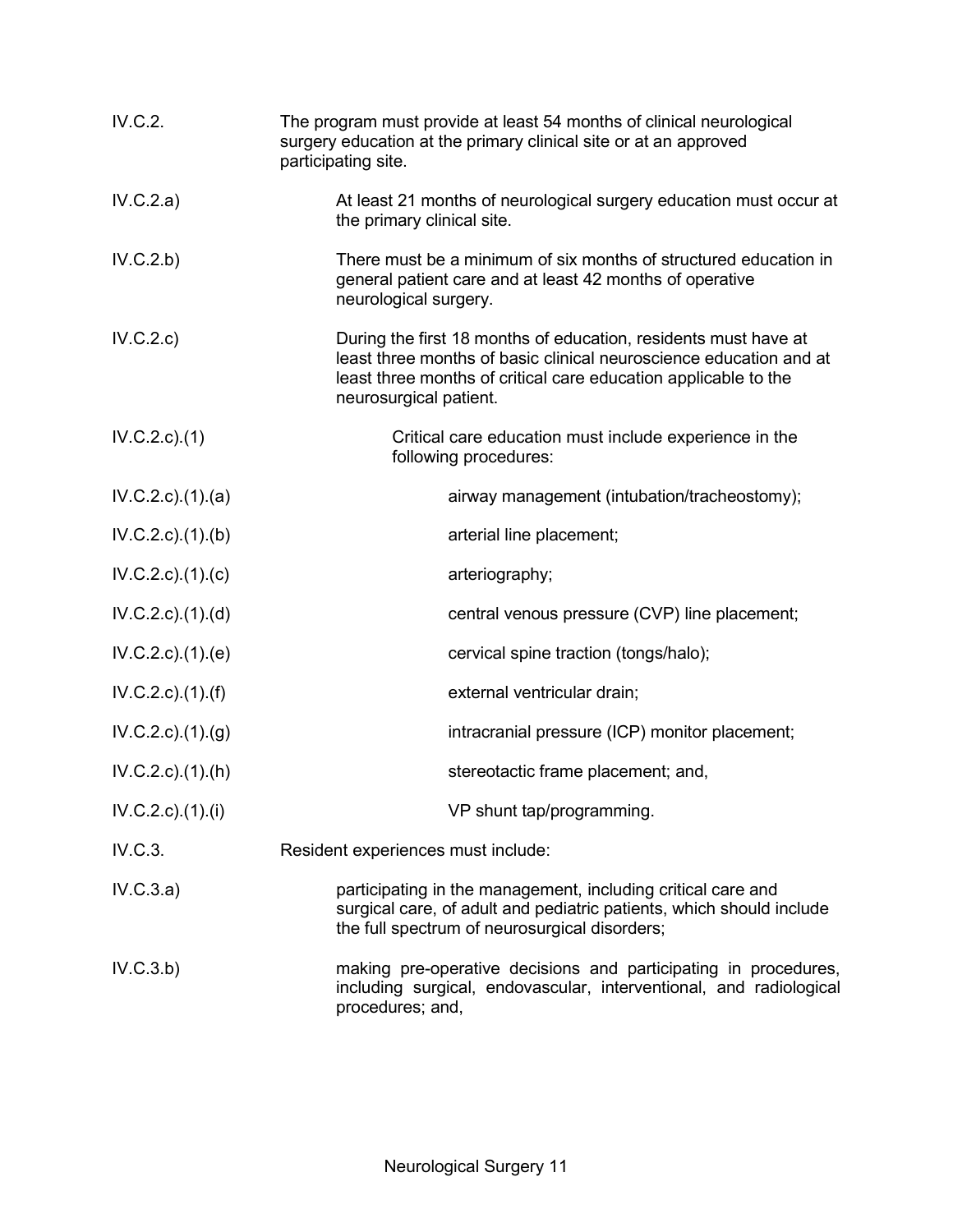| | |
|---|---|
| IV.C.2. | The program must provide at least 54 months of clinical neurological surgery education at the primary clinical site or at an approved participating site. |
| IV.C.2.a) | At least 21 months of neurological surgery education must occur at the primary clinical site. |
| IV.C.2.b) | There must be a minimum of six months of structured education in general patient care and at least 42 months of operative neurological surgery. |
| IV.C.2.c) | During the first 18 months of education, residents must have at least three months of basic clinical neuroscience education and at least three months of critical care education applicable to the neurosurgical patient. |
| IV.C.2.c).(1) | Critical care education must include experience in the following procedures: |
| IV.C.2.c).(1).(a) | airway management (intubation/tracheostomy); |
| IV.C.2.c).(1).(b) | arterial line placement; |
| IV.C.2.c).(1).(c) | arteriography; |
| IV.C.2.c).(1).(d) | central venous pressure (CVP) line placement; |
| IV.C.2.c).(1).(e) | cervical spine traction (tongs/halo); |
| IV.C.2.c).(1).(f) | external ventricular drain; |
| IV.C.2.c).(1).(g) | intracranial pressure (ICP) monitor placement; |
| IV.C.2.c).(1).(h) | stereotactic frame placement; and, |
| IV.C.2.c).(1).(i) | VP shunt tap/programming. |
| IV.C.3. | Resident experiences must include: |
| IV.C.3.a) | participating in the management, including critical care and surgical care, of adult and pediatric patients, which should include the full spectrum of neurosurgical disorders; |
| IV.C.3.b) | making pre-operative decisions and participating in procedures, including surgical, endovascular, interventional, and radiological procedures; and, |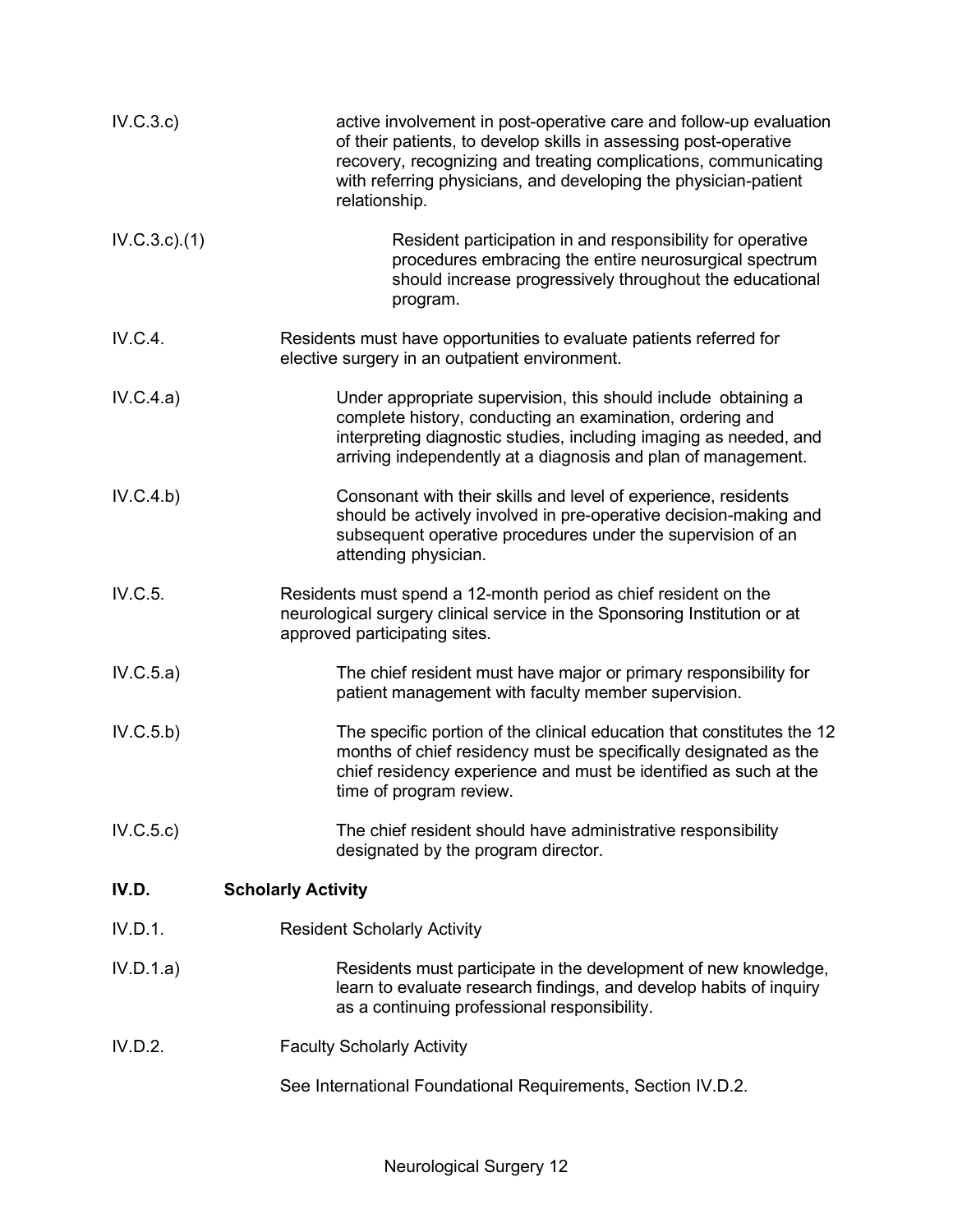IV.C.3.c) active involvement in post-operative care and follow-up evaluation of their patients, to develop skills in assessing post-operative recovery, recognizing and treating complications, communicating with referring physicians, and developing the physician-patient relationship.

IV.C.3.c).(1) Resident participation in and responsibility for operative procedures embracing the entire neurosurgical spectrum should increase progressively throughout the educational program.

IV.C.4. Residents must have opportunities to evaluate patients referred for elective surgery in an outpatient environment.

IV.C.4.a) Under appropriate supervision, this should include obtaining a complete history, conducting an examination, ordering and interpreting diagnostic studies, including imaging as needed, and arriving independently at a diagnosis and plan of management.

IV.C.4.b) Consonant with their skills and level of experience, residents should be actively involved in pre-operative decision-making and subsequent operative procedures under the supervision of an attending physician.

IV.C.5. Residents must spend a 12-month period as chief resident on the neurological surgery clinical service in the Sponsoring Institution or at approved participating sites.

IV.C.5.a) The chief resident must have major or primary responsibility for patient management with faculty member supervision.

IV.C.5.b) The specific portion of the clinical education that constitutes the 12 months of chief residency must be specifically designated as the chief residency experience and must be identified as such at the time of program review.

IV.C.5.c) The chief resident should have administrative responsibility designated by the program director.

## IV.D. Scholarly Activity

IV.D.1. Resident Scholarly Activity

IV.D.1.a) Residents must participate in the development of new knowledge, learn to evaluate research findings, and develop habits of inquiry as a continuing professional responsibility.

IV.D.2. Faculty Scholarly Activity

See International Foundational Requirements, Section IV.D.2.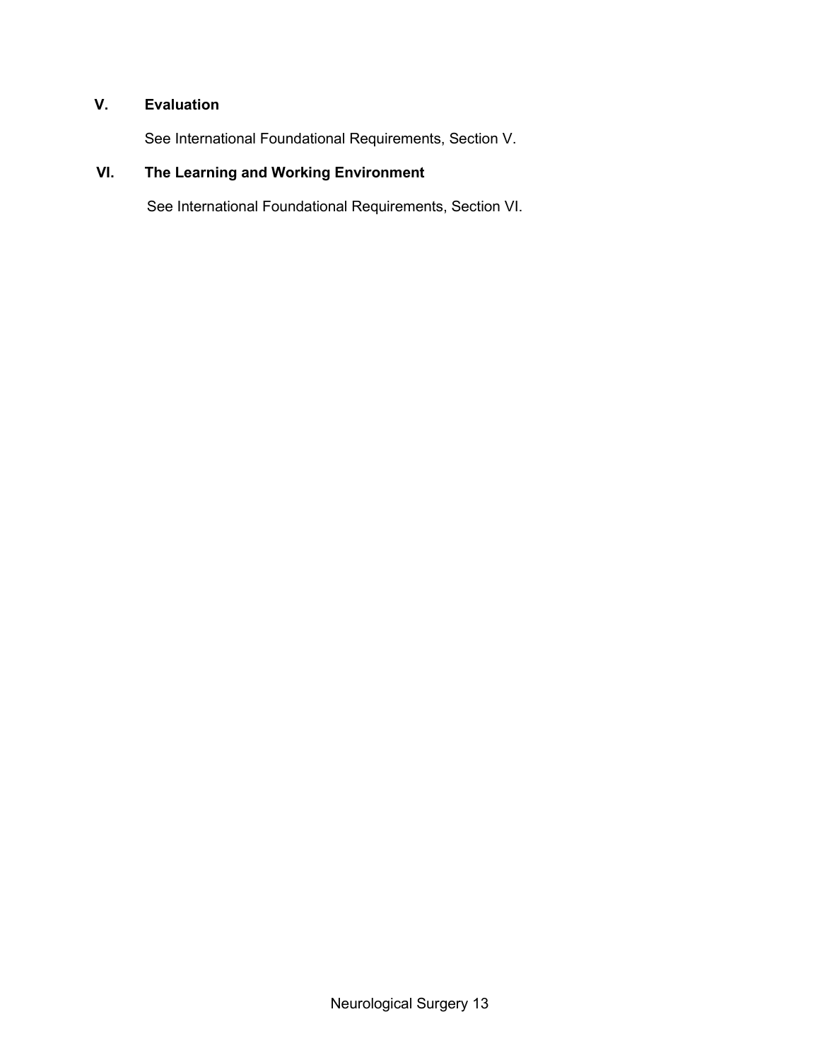## V. Evaluation

See International Foundational Requirements, Section V.

## VI. The Learning and Working Environment

See International Foundational Requirements, Section VI.